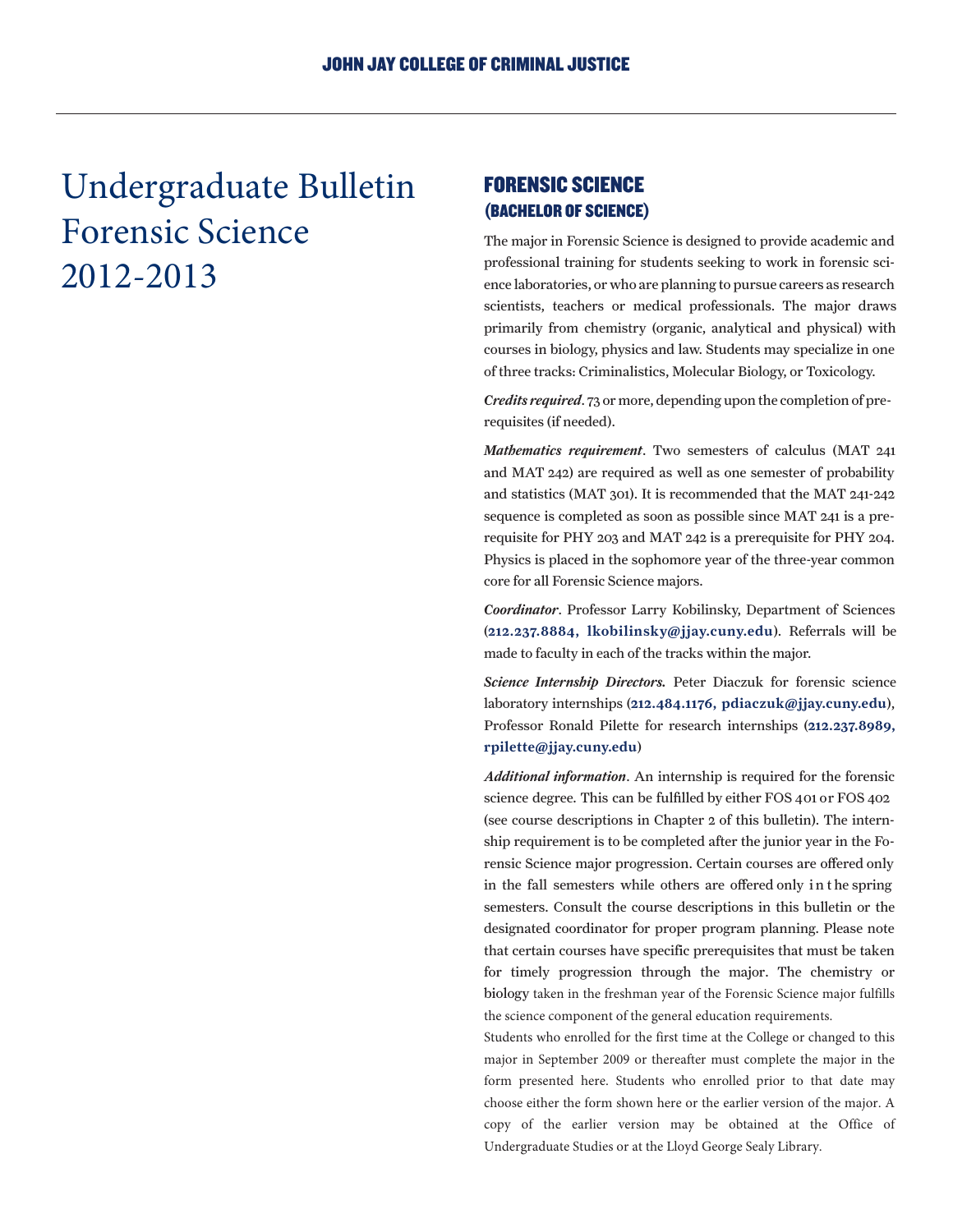# Undergraduate Bulletin Forensic Science 2012-2013

## FORENSIC SCIENCE (BACHELOR OF SCIENCE)

The major in Forensic Science is designed to provide academic and professional training for students seeking to work in forensic science laboratories, or who are planning to pursue careers as research scientists, teachers or medical professionals. The major draws primarily from chemistry (organic, analytical and physical) with courses in biology, physics and law. Students may specialize in one of three tracks: Criminalistics, Molecular Biology, or Toxicology.

***Credits required***. 73 or more, depending upon the completion of prerequisites (if needed).

***Mathematics requirement***. Two semesters of calculus (MAT 241 and MAT 242) are required as well as one semester of probability and statistics (MAT 301). It is recommended that the MAT 241-242 sequence is completed as soon as possible since MAT 241 is a prerequisite for PHY 203 and MAT 242 is a prerequisite for PHY 204. Physics is placed in the sophomore year of the three-year common core for all Forensic Science majors.

***Coordinator***. Professor Larry Kobilinsky, Department of Sciences (**212.237.8884, lkobilinsky@jjay.cuny.edu**). Referrals will be made to faculty in each of the tracks within the major.

***Science Internship Directors.*** Peter Diaczuk for forensic science laboratory internships (**212.484.1176, pdiaczuk@jjay.cuny.edu**), Professor Ronald Pilette for research internships (**212.237.8989, rpilette@jjay.cuny.edu**)

***Additional information***. An internship is required for the forensic science degree. This can be fulfilled by either FOS 401 or FOS 402 (see course descriptions in Chapter 2 of this bulletin). The internship requirement is to be completed after the junior year in the Forensic Science major progression. Certain courses are offered only in the fall semesters while others are offered only in the spring semesters. Consult the course descriptions in this bulletin or the designated coordinator for proper program planning. Please note that certain courses have specific prerequisites that must be taken for timely progression through the major. The chemistry or biology taken in the freshman year of the Forensic Science major fulfills the science component of the general education requirements.

Students who enrolled for the first time at the College or changed to this major in September 2009 or thereafter must complete the major in the form presented here. Students who enrolled prior to that date may choose either the form shown here or the earlier version of the major. A copy of the earlier version may be obtained at the Office of Undergraduate Studies or at the Lloyd George Sealy Library.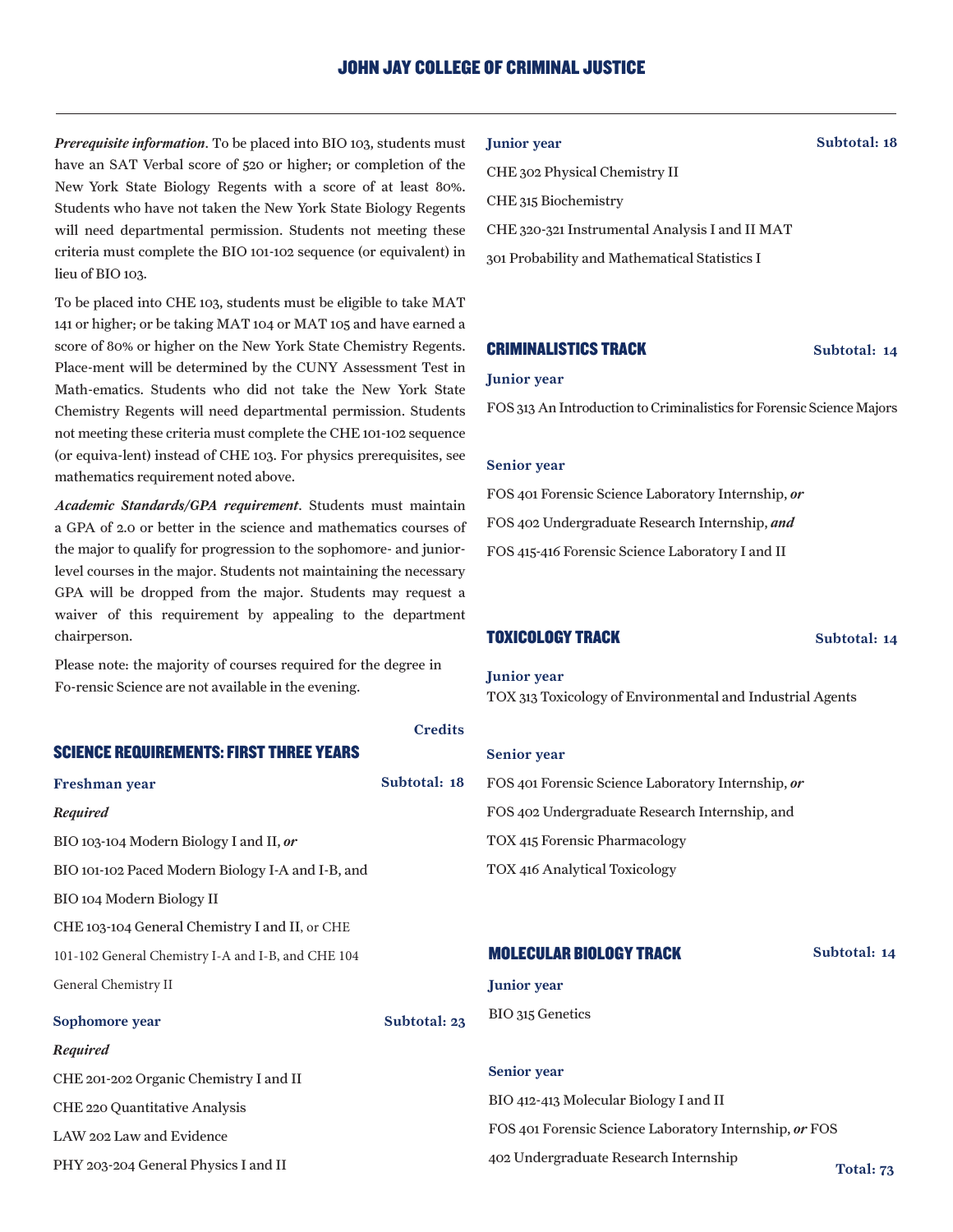*Prerequisite information*. To be placed into BIO 103, students must have an SAT Verbal score of 520 or higher; or completion of the New York State Biology Regents with a score of at least 80%. Students who have not taken the New York State Biology Regents will need departmental permission. Students not meeting these criteria must complete the BIO 101-102 sequence (or equivalent) in lieu of BIO 103.

To be placed into CHE 103, students must be eligible to take MAT 141 or higher; or be taking MAT 104 or MAT 105 and have earned a score of 80% or higher on the New York State Chemistry Regents. Place-ment will be determined by the CUNY Assessment Test in Math-ematics. Students who did not take the New York State Chemistry Regents will need departmental permission. Students not meeting these criteria must complete the CHE 101-102 sequence (or equiva-lent) instead of CHE 103. For physics prerequisites, see mathematics requirement noted above.

*Academic Standards/GPA requirement*. Students must maintain a GPA of 2.0 or better in the science and mathematics courses of the major to qualify for progression to the sophomore- and junior-level courses in the major. Students not maintaining the necessary GPA will be dropped from the major. Students may request a waiver of this requirement by appealing to the department chairperson.

Please note: the majority of courses required for the degree in Fo-rensic Science are not available in the evening.

**Credits**

## SCIENCE REQUIREMENTS: FIRST THREE YEARS

**Freshman year** — **Subtotal: 18**

***Required***

BIO 103-104 Modern Biology I and II, ***or***

BIO 101-102 Paced Modern Biology I-A and I-B, and

BIO 104 Modern Biology II

CHE 103-104 General Chemistry I and II, or CHE 101-102 General Chemistry I-A and I-B, and CHE 104 General Chemistry II

**Sophomore year** — **Subtotal: 23**

***Required***

CHE 201-202 Organic Chemistry I and II

CHE 220 Quantitative Analysis

LAW 202 Law and Evidence

PHY 203-204 General Physics I and II

**Junior year** — **Subtotal: 18**

CHE 302 Physical Chemistry II

CHE 315 Biochemistry

CHE 320-321 Instrumental Analysis I and II MAT

301 Probability and Mathematical Statistics I

## CRITICALISTICS TRACK — Subtotal: 14

**Junior year**

FOS 313 An Introduction to Criminalistics for Forensic Science Majors

**Senior year**

FOS 401 Forensic Science Laboratory Internship, ***or***

FOS 402 Undergraduate Research Internship, ***and***

FOS 415-416 Forensic Science Laboratory I and II

## TOXICOLOGY TRACK — Subtotal: 14

**Junior year**

TOX 313 Toxicology of Environmental and Industrial Agents

**Senior year**

FOS 401 Forensic Science Laboratory Internship, ***or***

FOS 402 Undergraduate Research Internship, and

TOX 415 Forensic Pharmacology

TOX 416 Analytical Toxicology

## MOLECULAR BIOLOGY TRACK — Subtotal: 14

**Junior year**

BIO 315 Genetics

**Senior year**

BIO 412-413 Molecular Biology I and II

FOS 401 Forensic Science Laboratory Internship, ***or*** FOS 402 Undergraduate Research Internship

**Total: 73**